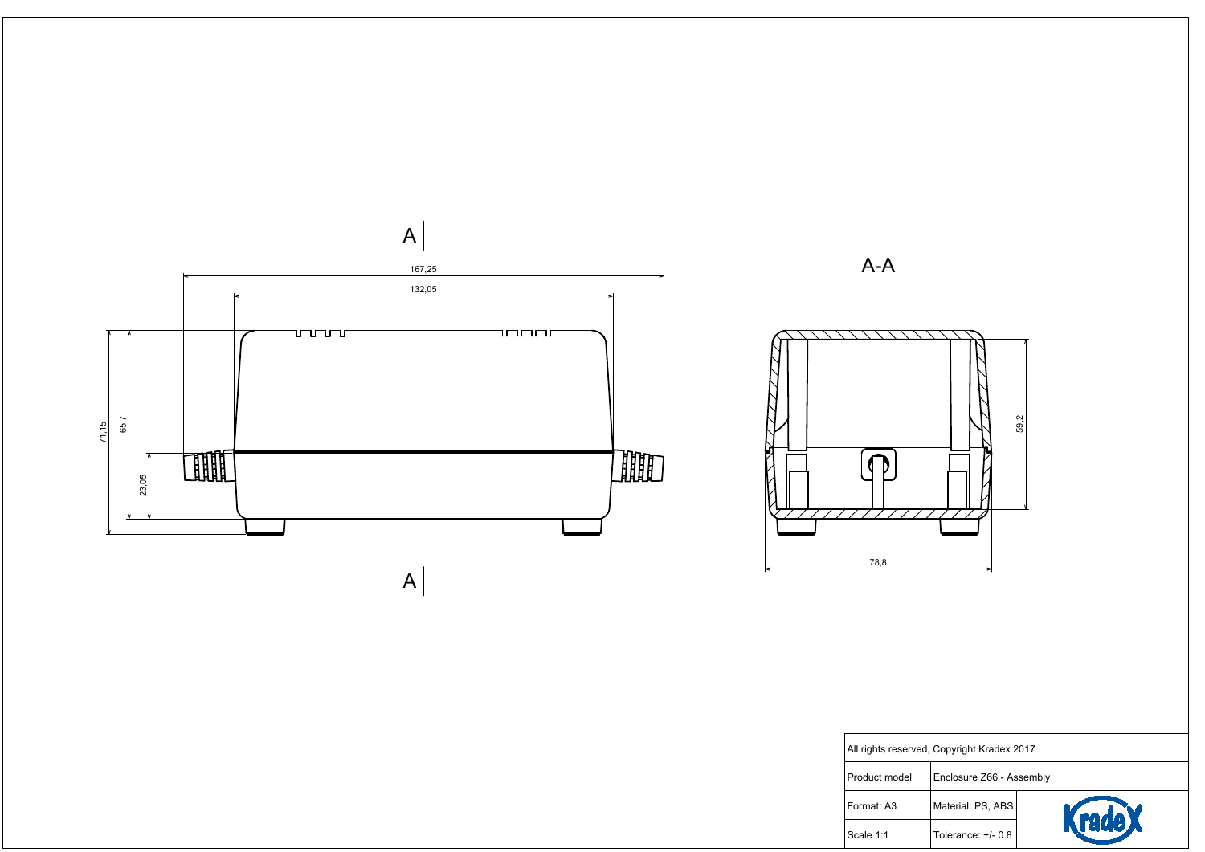A | A

A-A

167,25

132,05

71,15

65,7

23,05

59,2

78,8

| All rights reserved, Copyright Kradex 2017 | |
|---|---|
| Product model | Enclosure Z66 - Assembly |
| Format: A3 | Material: PS, ABS |
| Scale 1:1 | Tolerance: +/- 0.8 |

Kradex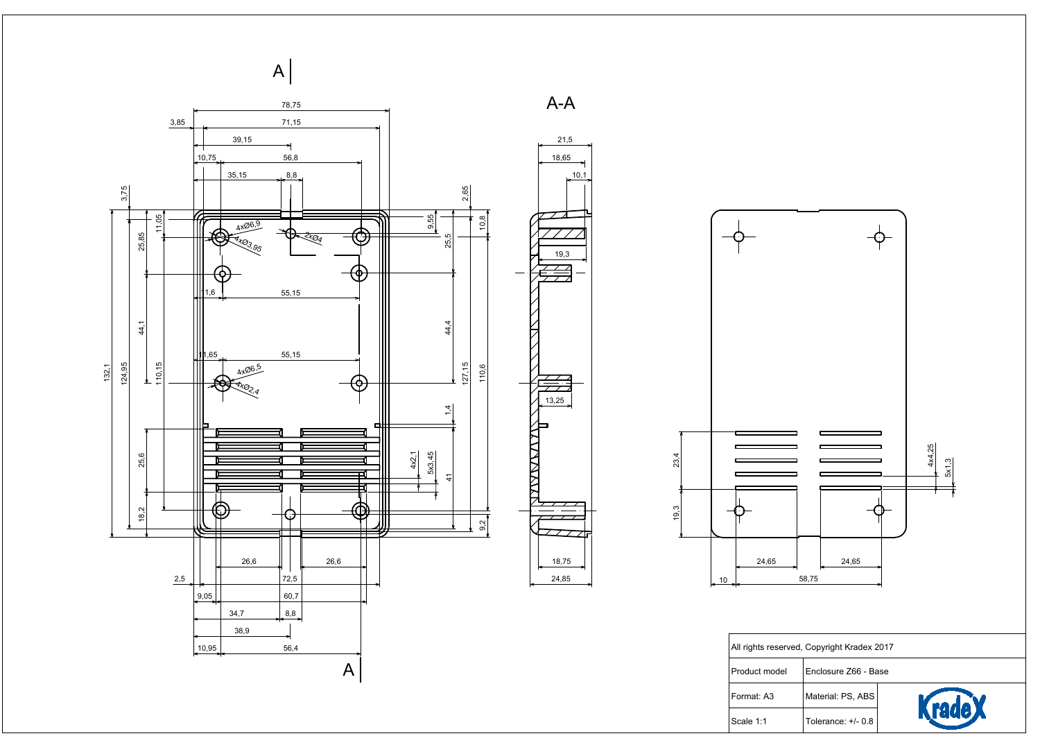A

A-A

A

| All rights reserved, Copyright Kradex 2017 | |
|---|---|
| Product model | Enclosure Z66 - Base |
| Format: A3 | Material: PS, ABS |
| Scale 1:1 | Tolerance: +/- 0.8 |

Kradex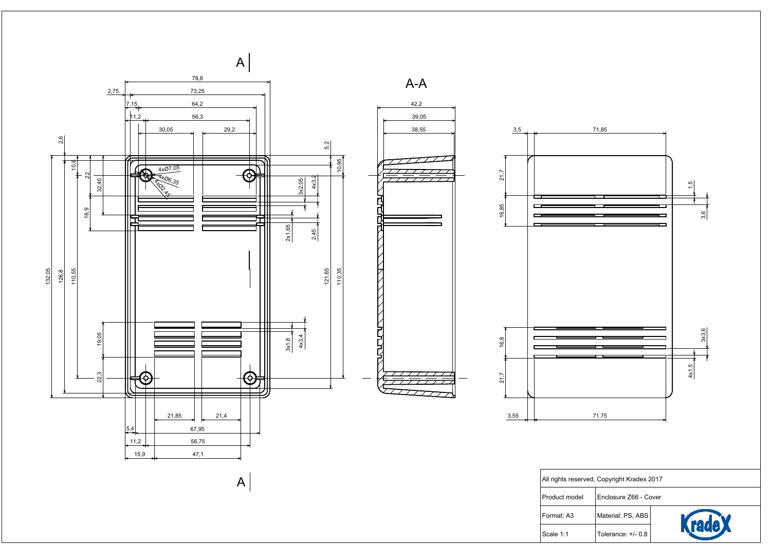A

A-A

A

| All rights reserved, Copyright Kradex 2017 | | |
| --- | --- | --- |
| Product model | Enclosure Z66 - Cover | |
| Format: A3 | Material: PS, ABS | Kradex |
| Scale 1:1 | Tolerance: +/- 0.8 | |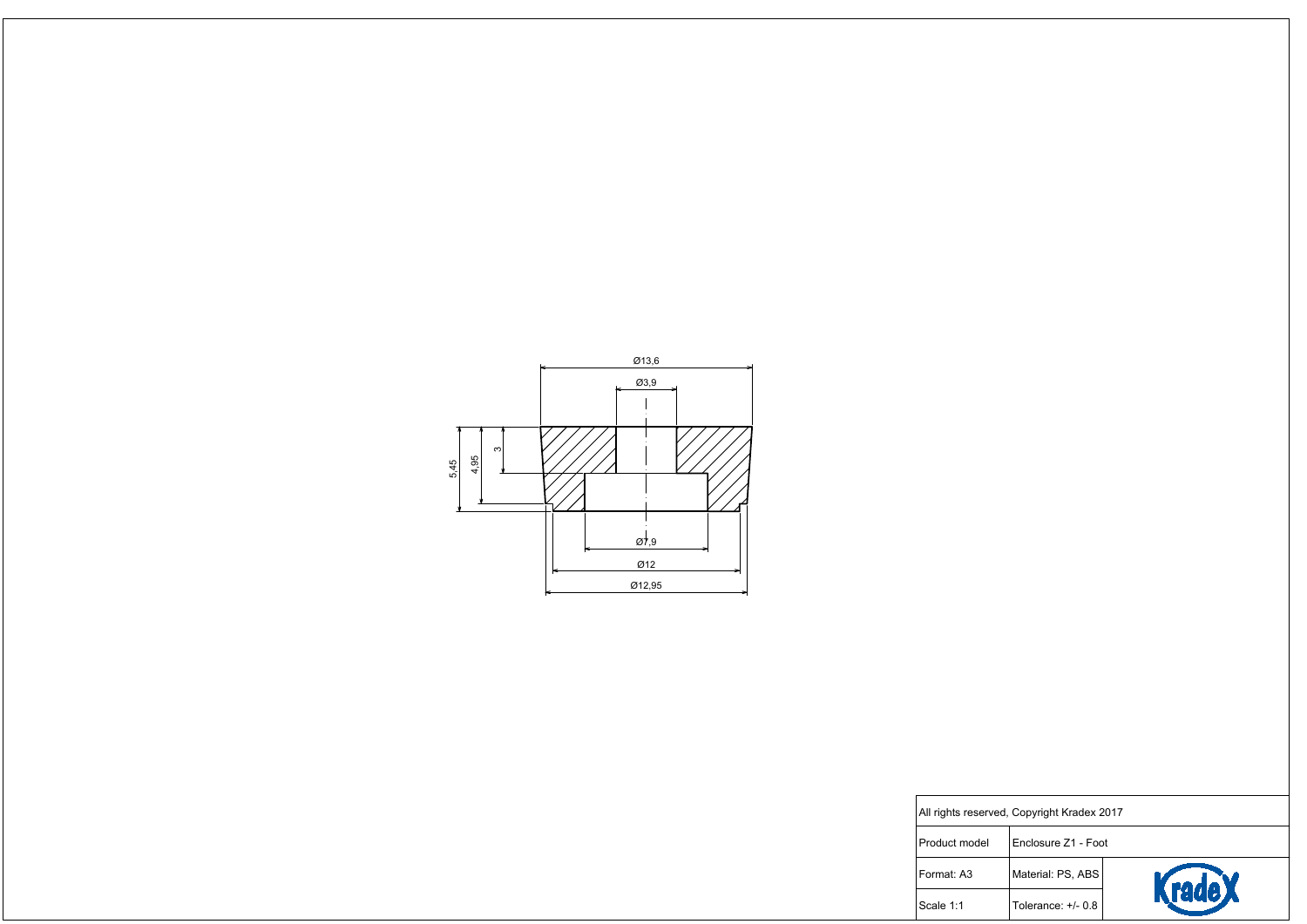Ø13,6

Ø3,9

5,45

4,95

3

Ø7,9

Ø12

Ø12,95

| All rights reserved, Copyright Kradex 2017 | | |
| --- | --- | --- |
| Product model | Enclosure Z1 - Foot | |
| Format: A3 | Material: PS, ABS | Kradex |
| Scale 1:1 | Tolerance: +/- 0.8 | |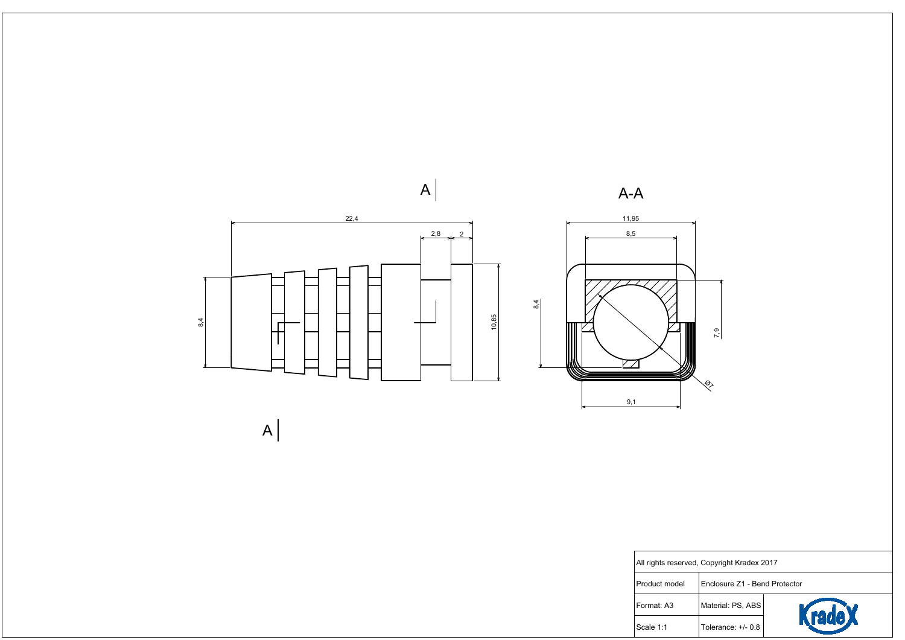A

22,4

2,8

2

8,4

10,85

A

A-A

11,95

8,5

8,4

7,9

Ø7

9,1

| | | |
|---|---|---|
| All rights reserved, Copyright Kradex 2017 | | |
| Product model | Enclosure Z1 - Bend Protector | |
| Format: A3 | Material: PS, ABS | Kradex |
| Scale 1:1 | Tolerance: +/- 0.8 | |